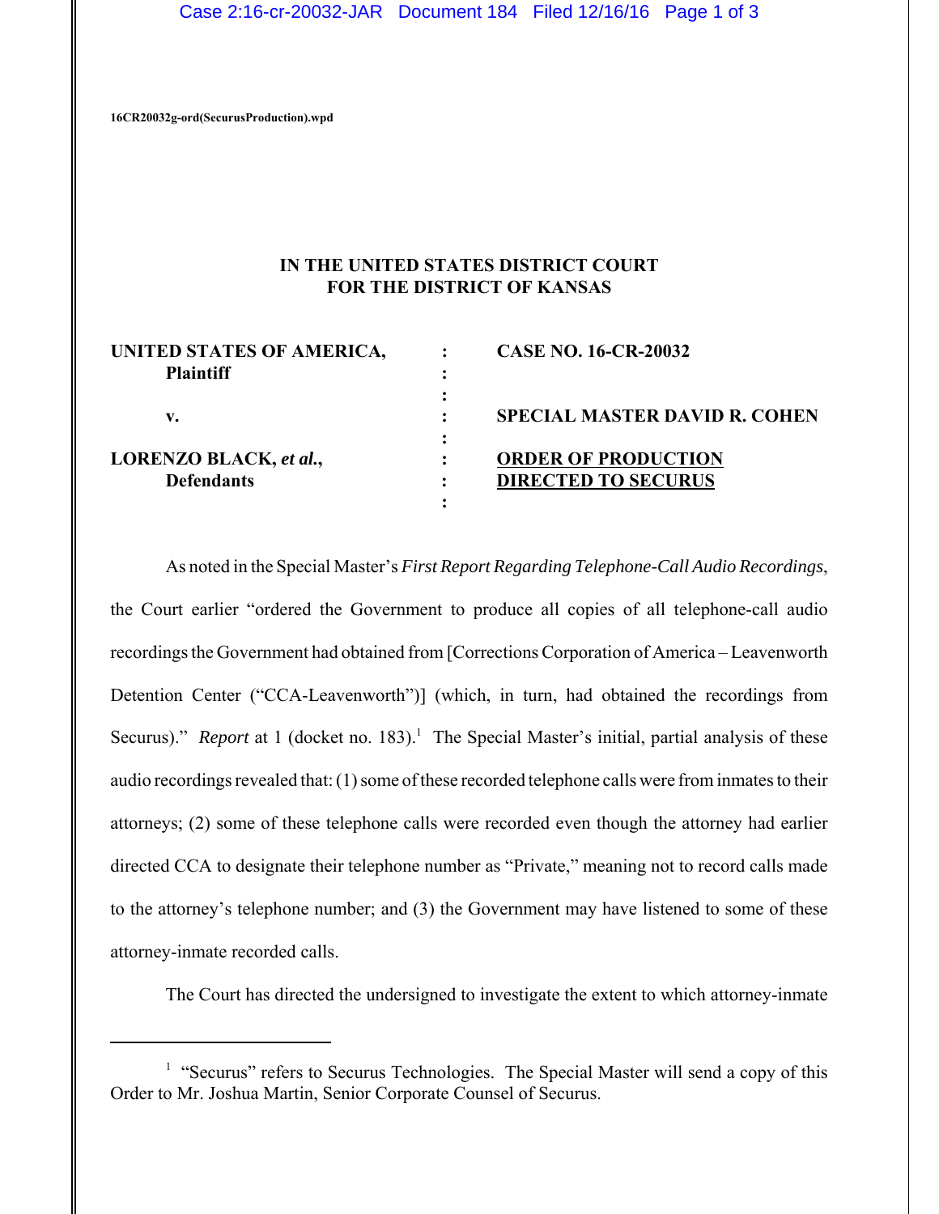16CR20032g-ord(SecurusProduction).wpd

**IN THE UNITED STATES DISTRICT COURT**
**FOR THE DISTRICT OF KANSAS**

| | | |
|---|---|---|
| **UNITED STATES OF AMERICA, Plaintiff** | : | **CASE NO. 16-CR-20032** |
| **v.** | : | **SPECIAL MASTER DAVID R. COHEN** |
| **LORENZO BLACK, *et al.*, Defendants** | : | **ORDER OF PRODUCTION DIRECTED TO SECURUS** |

As noted in the Special Master's *First Report Regarding Telephone-Call Audio Recordings*, the Court earlier "ordered the Government to produce all copies of all telephone-call audio recordings the Government had obtained from [Corrections Corporation of America – Leavenworth Detention Center ("CCA-Leavenworth")] (which, in turn, had obtained the recordings from Securus)." *Report* at 1 (docket no. 183).[1] The Special Master's initial, partial analysis of these audio recordings revealed that: (1) some of these recorded telephone calls were from inmates to their attorneys; (2) some of these telephone calls were recorded even though the attorney had earlier directed CCA to designate their telephone number as "Private," meaning not to record calls made to the attorney's telephone number; and (3) the Government may have listened to some of these attorney-inmate recorded calls.

The Court has directed the undersigned to investigate the extent to which attorney-inmate

[1] "Securus" refers to Securus Technologies. The Special Master will send a copy of this Order to Mr. Joshua Martin, Senior Corporate Counsel of Securus.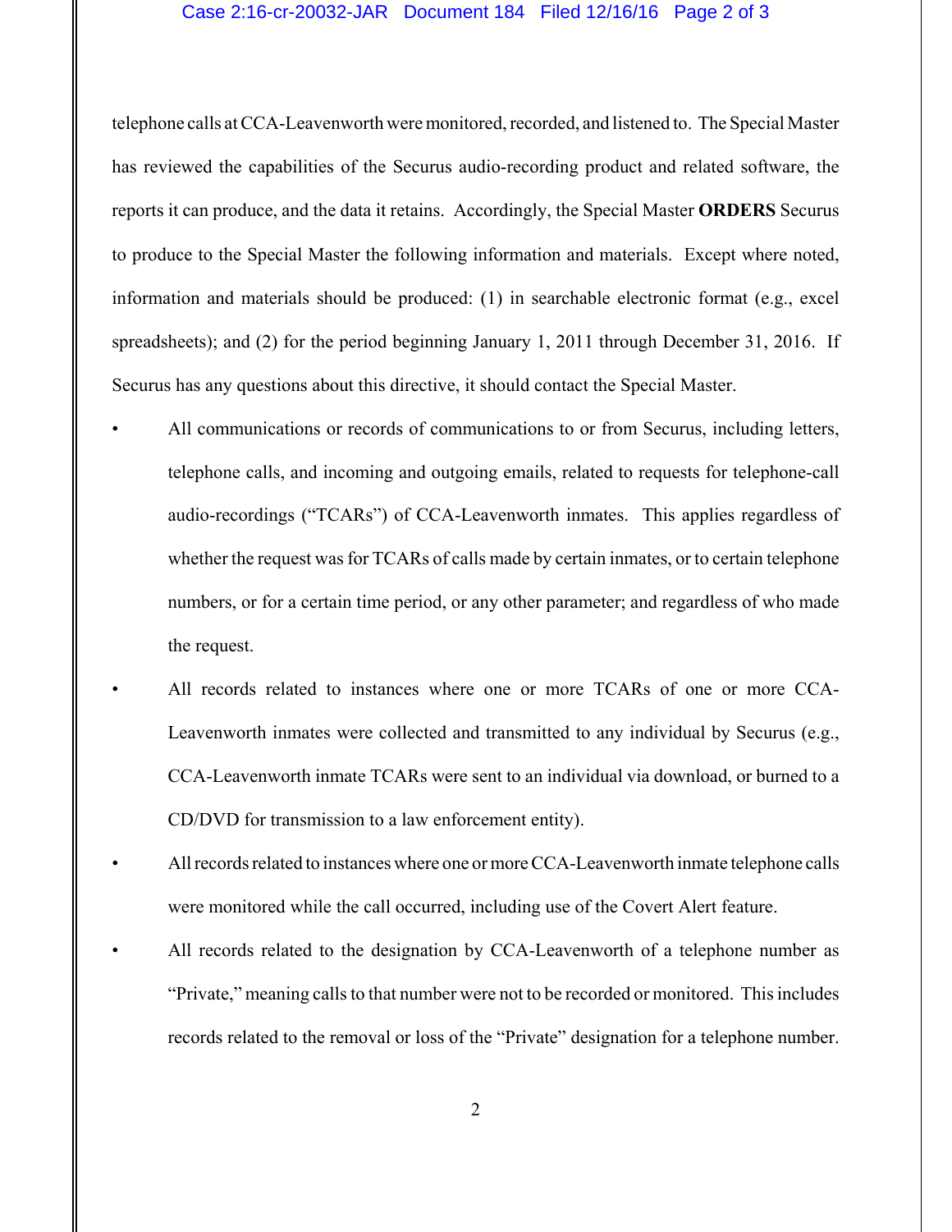telephone calls at CCA-Leavenworth were monitored, recorded, and listened to. The Special Master has reviewed the capabilities of the Securus audio-recording product and related software, the reports it can produce, and the data it retains. Accordingly, the Special Master **ORDERS** Securus to produce to the Special Master the following information and materials. Except where noted, information and materials should be produced: (1) in searchable electronic format (e.g., excel spreadsheets); and (2) for the period beginning January 1, 2011 through December 31, 2016. If Securus has any questions about this directive, it should contact the Special Master.

- All communications or records of communications to or from Securus, including letters, telephone calls, and incoming and outgoing emails, related to requests for telephone-call audio-recordings ("TCARs") of CCA-Leavenworth inmates. This applies regardless of whether the request was for TCARs of calls made by certain inmates, or to certain telephone numbers, or for a certain time period, or any other parameter; and regardless of who made the request.
- All records related to instances where one or more TCARs of one or more CCA-Leavenworth inmates were collected and transmitted to any individual by Securus (e.g., CCA-Leavenworth inmate TCARs were sent to an individual via download, or burned to a CD/DVD for transmission to a law enforcement entity).
- All records related to instances where one or more CCA-Leavenworth inmate telephone calls were monitored while the call occurred, including use of the Covert Alert feature.
- All records related to the designation by CCA-Leavenworth of a telephone number as "Private," meaning calls to that number were not to be recorded or monitored. This includes records related to the removal or loss of the "Private" designation for a telephone number.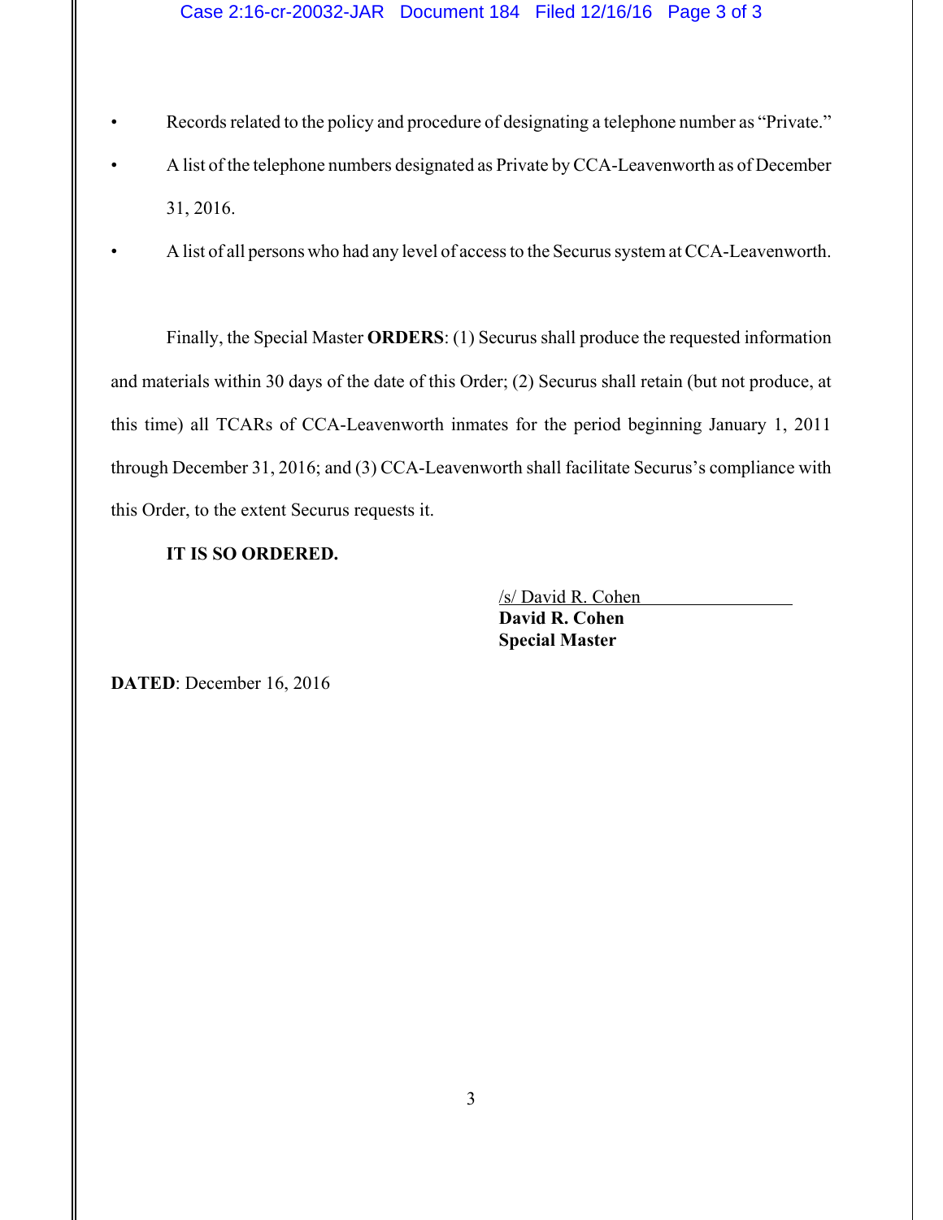- Records related to the policy and procedure of designating a telephone number as "Private."
- A list of the telephone numbers designated as Private by CCA-Leavenworth as of December 31, 2016.
- A list of all persons who had any level of access to the Securus system at CCA-Leavenworth.

Finally, the Special Master **ORDERS**: (1) Securus shall produce the requested information and materials within 30 days of the date of this Order; (2) Securus shall retain (but not produce, at this time) all TCARs of CCA-Leavenworth inmates for the period beginning January 1, 2011 through December 31, 2016; and (3) CCA-Leavenworth shall facilitate Securus's compliance with this Order, to the extent Securus requests it.

**IT IS SO ORDERED.**

/s/ David R. Cohen
**David R. Cohen**
**Special Master**

**DATED**: December 16, 2016